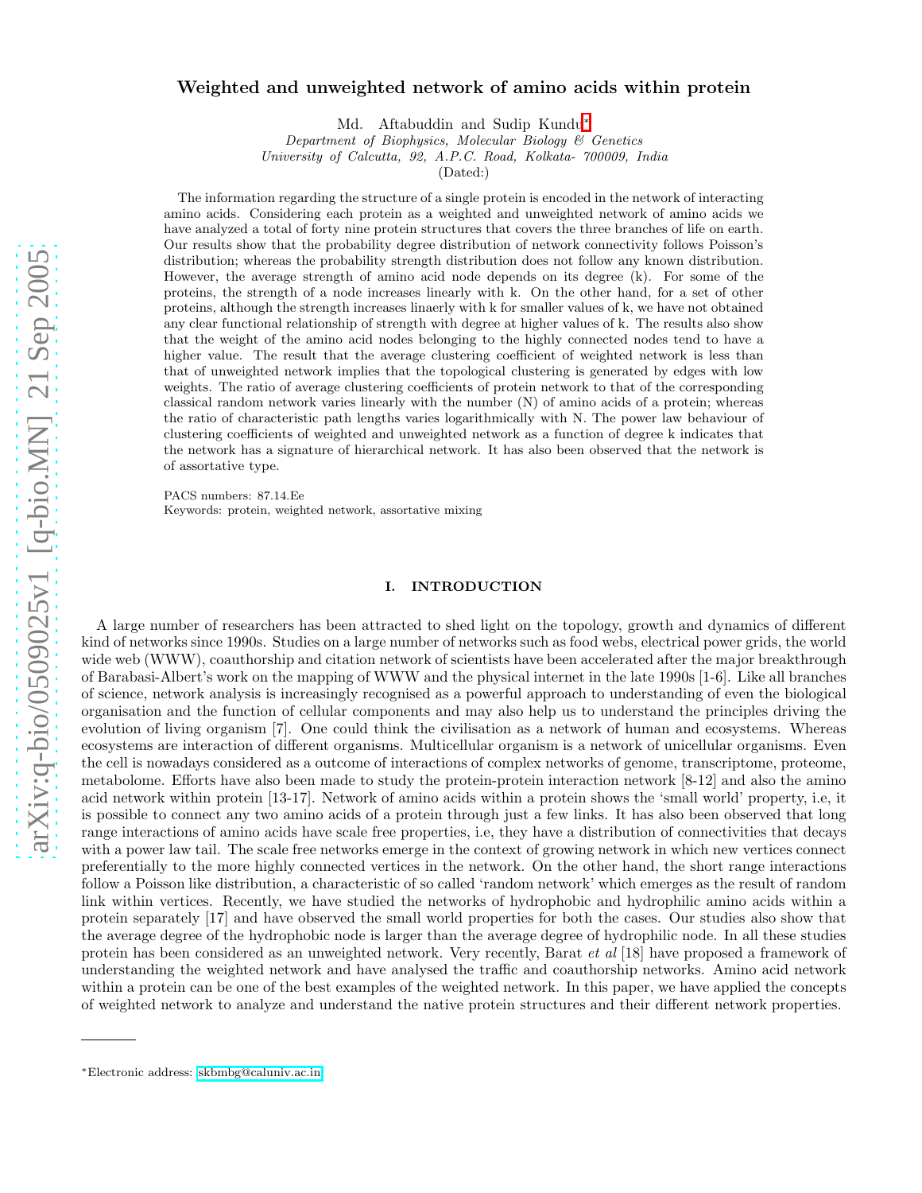# Weighted and unweighted network of amino acids within protein

Md. Aftabuddin and Sudip Kundu*

*Department of Biophysics, Molecular Biology & Genetics*
*University of Calcutta, 92, A.P.C. Road, Kolkata- 700009, India*
(Dated:)

The information regarding the structure of a single protein is encoded in the network of interacting amino acids. Considering each protein as a weighted and unweighted network of amino acids we have analyzed a total of forty nine protein structures that covers the three branches of life on earth. Our results show that the probability degree distribution of network connectivity follows Poisson's distribution; whereas the probability strength distribution does not follow any known distribution. However, the average strength of amino acid node depends on its degree (k). For some of the proteins, the strength of a node increases linearly with k. On the other hand, for a set of other proteins, although the strength increases linaerly with k for smaller values of k, we have not obtained any clear functional relationship of strength with degree at higher values of k. The results also show that the weight of the amino acid nodes belonging to the highly connected nodes tend to have a higher value. The result that the average clustering coefficient of weighted network is less than that of unweighted network implies that the topological clustering is generated by edges with low weights. The ratio of average clustering coefficients of protein network to that of the corresponding classical random network varies linearly with the number (N) of amino acids of a protein; whereas the ratio of characteristic path lengths varies logarithmically with N. The power law behaviour of clustering coefficients of weighted and unweighted network as a function of degree k indicates that the network has a signature of hierarchical network. It has also been observed that the network is of assortative type.

PACS numbers: 87.14.Ee
Keywords: protein, weighted network, assortative mixing

## I. INTRODUCTION

A large number of researchers has been attracted to shed light on the topology, growth and dynamics of different kind of networks since 1990s. Studies on a large number of networks such as food webs, electrical power grids, the world wide web (WWW), coauthorship and citation network of scientists have been accelerated after the major breakthrough of Barabasi-Albert's work on the mapping of WWW and the physical internet in the late 1990s [1-6]. Like all branches of science, network analysis is increasingly recognised as a powerful approach to understanding of even the biological organisation and the function of cellular components and may also help us to understand the principles driving the evolution of living organism [7]. One could think the civilisation as a network of human and ecosystems. Whereas ecosystems are interaction of different organisms. Multicellular organism is a network of unicellular organisms. Even the cell is nowadays considered as a outcome of interactions of complex networks of genome, transcriptome, proteome, metabolome. Efforts have also been made to study the protein-protein interaction network [8-12] and also the amino acid network within protein [13-17]. Network of amino acids within a protein shows the 'small world' property, i.e, it is possible to connect any two amino acids of a protein through just a few links. It has also been observed that long range interactions of amino acids have scale free properties, i.e, they have a distribution of connectivities that decays with a power law tail. The scale free networks emerge in the context of growing network in which new vertices connect preferentially to the more highly connected vertices in the network. On the other hand, the short range interactions follow a Poisson like distribution, a characteristic of so called 'random network' which emerges as the result of random link within vertices. Recently, we have studied the networks of hydrophobic and hydrophilic amino acids within a protein separately [17] and have observed the small world properties for both the cases. Our studies also show that the average degree of the hydrophobic node is larger than the average degree of hydrophilic node. In all these studies protein has been considered as an unweighted network. Very recently, Barat *et al* [18] have proposed a framework of understanding the weighted network and have analysed the traffic and coauthorship networks. Amino acid network within a protein can be one of the best examples of the weighted network. In this paper, we have applied the concepts of weighted network to analyze and understand the native protein structures and their different network properties.

---

*Electronic address: skbmbg@caluniv.ac.in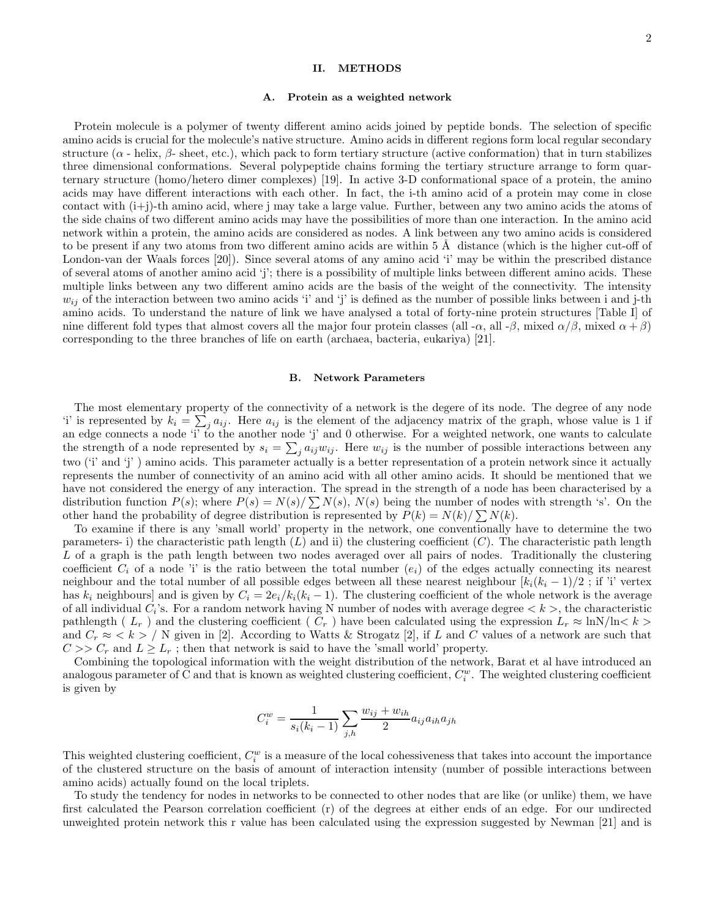## II. METHODS

### A. Protein as a weighted network

Protein molecule is a polymer of twenty different amino acids joined by peptide bonds. The selection of specific amino acids is crucial for the molecule's native structure. Amino acids in different regions form local regular secondary structure ($\alpha$ - helix, $\beta$- sheet, etc.), which pack to form tertiary structure (active conformation) that in turn stabilizes three dimensional conformations. Several polypeptide chains forming the tertiary structure arrange to form quarternary structure (homo/hetero dimer complexes) [19]. In active 3-D conformational space of a protein, the amino acids may have different interactions with each other. In fact, the i-th amino acid of a protein may come in close contact with (i+j)-th amino acid, where j may take a large value. Further, between any two amino acids the atoms of the side chains of two different amino acids may have the possibilities of more than one interaction. In the amino acid network within a protein, the amino acids are considered as nodes. A link between any two amino acids is considered to be present if any two atoms from two different amino acids are within 5 Å distance (which is the higher cut-off of London-van der Waals forces [20]). Since several atoms of any amino acid 'i' may be within the prescribed distance of several atoms of another amino acid 'j'; there is a possibility of multiple links between different amino acids. These multiple links between any two different amino acids are the basis of the weight of the connectivity. The intensity $w_{ij}$ of the interaction between two amino acids 'i' and 'j' is defined as the number of possible links between i and j-th amino acids. To understand the nature of link we have analysed a total of forty-nine protein structures [Table I] of nine different fold types that almost covers all the major four protein classes (all -$\alpha$, all -$\beta$, mixed $\alpha/\beta$, mixed $\alpha + \beta$) corresponding to the three branches of life on earth (archaea, bacteria, eukariya) [21].

### B. Network Parameters

The most elementary property of the connectivity of a network is the degere of its node. The degree of any node 'i' is represented by $k_i = \sum_j a_{ij}$. Here $a_{ij}$ is the element of the adjacency matrix of the graph, whose value is 1 if an edge connects a node 'i' to the another node 'j' and 0 otherwise. For a weighted network, one wants to calculate the strength of a node represented by $s_i = \sum_j a_{ij} w_{ij}$. Here $w_{ij}$ is the number of possible interactions between any two ('i' and 'j' ) amino acids. This parameter actually is a better representation of a protein network since it actually represents the number of connectivity of an amino acid with all other amino acids. It should be mentioned that we have not considered the energy of any interaction. The spread in the strength of a node has been characterised by a distribution function $P(s)$; where $P(s) = N(s)/\sum N(s)$, $N(s)$ being the number of nodes with strength 's'. On the other hand the probability of degree distribution is represented by $P(k) = N(k)/\sum N(k)$.

To examine if there is any 'small world' property in the network, one conventionally have to determine the two parameters- i) the characteristic path length ($L$) and ii) the clustering coefficient ($C$). The characteristic path length $L$ of a graph is the path length between two nodes averaged over all pairs of nodes. Traditionally the clustering coefficient $C_i$ of a node 'i' is the ratio between the total number ($e_i$) of the edges actually connecting its nearest neighbour and the total number of all possible edges between all these nearest neighbour [$k_i(k_i - 1)/2$ ; if 'i' vertex has $k_i$ neighbours] and is given by $C_i = 2e_i/k_i(k_i - 1)$. The clustering coefficient of the whole network is the average of all individual $C_i$'s. For a random network having N number of nodes with average degree $< k >$, the characteristic pathlength ( $L_r$ ) and the clustering coefficient ( $C_r$ ) have been calculated using the expression $L_r \approx \ln N / \ln < k >$ and $C_r \approx < k > / N$ given in [2]. According to Watts & Strogatz [2], if $L$ and $C$ values of a network are such that $C >> C_r$ and $L \geq L_r$ ; then that network is said to have the 'small world' property.

Combining the topological information with the weight distribution of the network, Barat et al have introduced an analogous parameter of C and that is known as weighted clustering coefficient, $C_i^w$. The weighted clustering coefficient is given by

$$C_i^w = \frac{1}{s_i(k_i - 1)} \sum_{j,h} \frac{w_{ij} + w_{ih}}{2} a_{ij} a_{ih} a_{jh}$$

This weighted clustering coefficient, $C_i^w$ is a measure of the local cohessiveness that takes into account the importance of the clustered structure on the basis of amount of interaction intensity (number of possible interactions between amino acids) actually found on the local triplets.

To study the tendency for nodes in networks to be connected to other nodes that are like (or unlike) them, we have first calculated the Pearson correlation coefficient (r) of the degrees at either ends of an edge. For our undirected unweighted protein network this r value has been calculated using the expression suggested by Newman [21] and is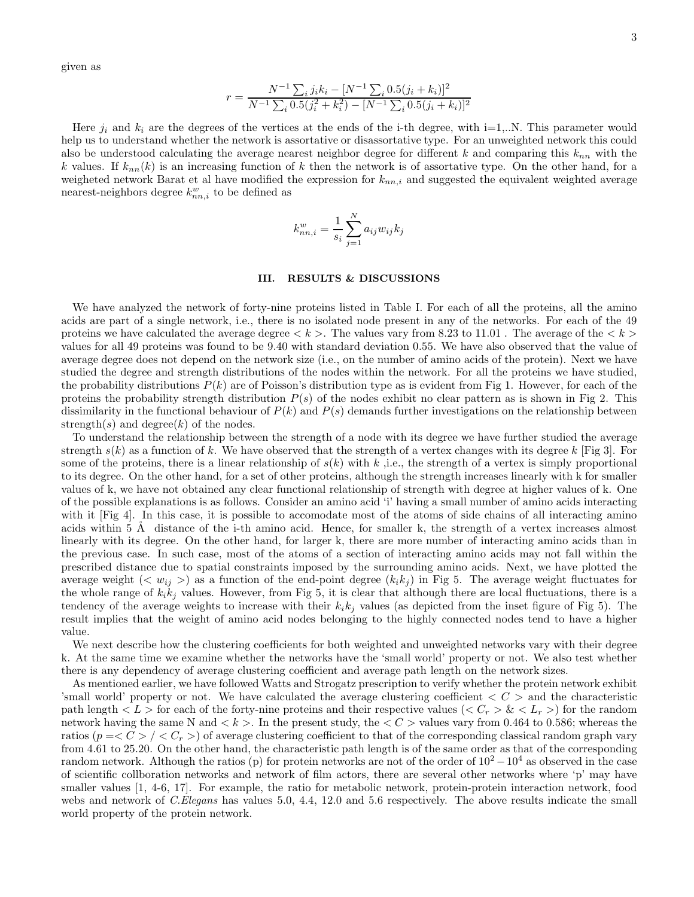given as

$$r = \frac{N^{-1}\sum_i j_i k_i - [N^{-1}\sum_i 0.5(j_i + k_i)]^2}{N^{-1}\sum_i 0.5(j_i^2 + k_i^2) - [N^{-1}\sum_i 0.5(j_i + k_i)]^2}$$

Here $j_i$ and $k_i$ are the degrees of the vertices at the ends of the i-th degree, with i=1,..N. This parameter would help us to understand whether the network is assortative or disassortative type. For an unweighted network this could also be understood calculating the average nearest neighbor degree for different $k$ and comparing this $k_{nn}$ with the $k$ values. If $k_{nn}(k)$ is an increasing function of $k$ then the network is of assortative type. On the other hand, for a weigheted network Barat et al have modified the expression for $k_{nn,i}$ and suggested the equivalent weighted average nearest-neighbors degree $k^w_{nn,i}$ to be defined as

$$k^w_{nn,i} = \frac{1}{s_i}\sum_{j=1}^{N} a_{ij} w_{ij} k_j$$

## III. RESULTS & DISCUSSIONS

We have analyzed the network of forty-nine proteins listed in Table I. For each of all the proteins, all the amino acids are part of a single network, i.e., there is no isolated node present in any of the networks. For each of the 49 proteins we have calculated the average degree $< k >$. The values vary from 8.23 to 11.01 . The average of the $< k >$ values for all 49 proteins was found to be 9.40 with standard deviation 0.55. We have also observed that the value of average degree does not depend on the network size (i.e., on the number of amino acids of the protein). Next we have studied the degree and strength distributions of the nodes within the network. For all the proteins we have studied, the probability distributions $P(k)$ are of Poisson's distribution type as is evident from Fig 1. However, for each of the proteins the probability strength distribution $P(s)$ of the nodes exhibit no clear pattern as is shown in Fig 2. This dissimilarity in the functional behaviour of $P(k)$ and $P(s)$ demands further investigations on the relationship between strength($s$) and degree($k$) of the nodes.

To understand the relationship between the strength of a node with its degree we have further studied the average strength $s(k)$ as a function of $k$. We have observed that the strength of a vertex changes with its degree $k$ [Fig 3]. For some of the proteins, there is a linear relationship of $s(k)$ with $k$ ,i.e., the strength of a vertex is simply proportional to its degree. On the other hand, for a set of other proteins, although the strength increases linearly with k for smaller values of k, we have not obtained any clear functional relationship of strength with degree at higher values of k. One of the possible explanations is as follows. Consider an amino acid 'i' having a small number of amino acids interacting with it [Fig 4]. In this case, it is possible to accomodate most of the atoms of side chains of all interacting amino acids within 5 Å distance of the i-th amino acid. Hence, for smaller k, the strength of a vertex increases almost linearly with its degree. On the other hand, for larger k, there are more number of interacting amino acids than in the previous case. In such case, most of the atoms of a section of interacting amino acids may not fall within the prescribed distance due to spatial constraints imposed by the surrounding amino acids. Next, we have plotted the average weight ($< w_{ij} >$) as a function of the end-point degree ($k_i k_j$) in Fig 5. The average weight fluctuates for the whole range of $k_i k_j$ values. However, from Fig 5, it is clear that although there are local fluctuations, there is a tendency of the average weights to increase with their $k_i k_j$ values (as depicted from the inset figure of Fig 5). The result implies that the weight of amino acid nodes belonging to the highly connected nodes tend to have a higher value.

We next describe how the clustering coefficients for both weighted and unweighted networks vary with their degree k. At the same time we examine whether the networks have the 'small world' property or not. We also test whether there is any dependency of average clustering coefficient and average path length on the network sizes.

As mentioned earlier, we have followed Watts and Strogatz prescription to verify whether the protein network exhibit 'small world' property or not. We have calculated the average clustering coefficient $< C >$ and the characteristic path length $< L >$ for each of the forty-nine proteins and their respective values ($< C_r >$ & $< L_r >$) for the random network having the same N and $< k >$. In the present study, the $< C >$ values vary from 0.464 to 0.586; whereas the ratios ($p = < C > / < C_r >$) of average clustering coefficient to that of the corresponding classical random graph vary from 4.61 to 25.20. On the other hand, the characteristic path length is of the same order as that of the corresponding random network. Although the ratios (p) for protein networks are not of the order of $10^2 - 10^4$ as observed in the case of scientific collboration networks and network of film actors, there are several other networks where 'p' may have smaller values [1, 4-6, 17]. For example, the ratio for metabolic network, protein-protein interaction network, food webs and network of *C.Elegans* has values 5.0, 4.4, 12.0 and 5.6 respectively. The above results indicate the small world property of the protein network.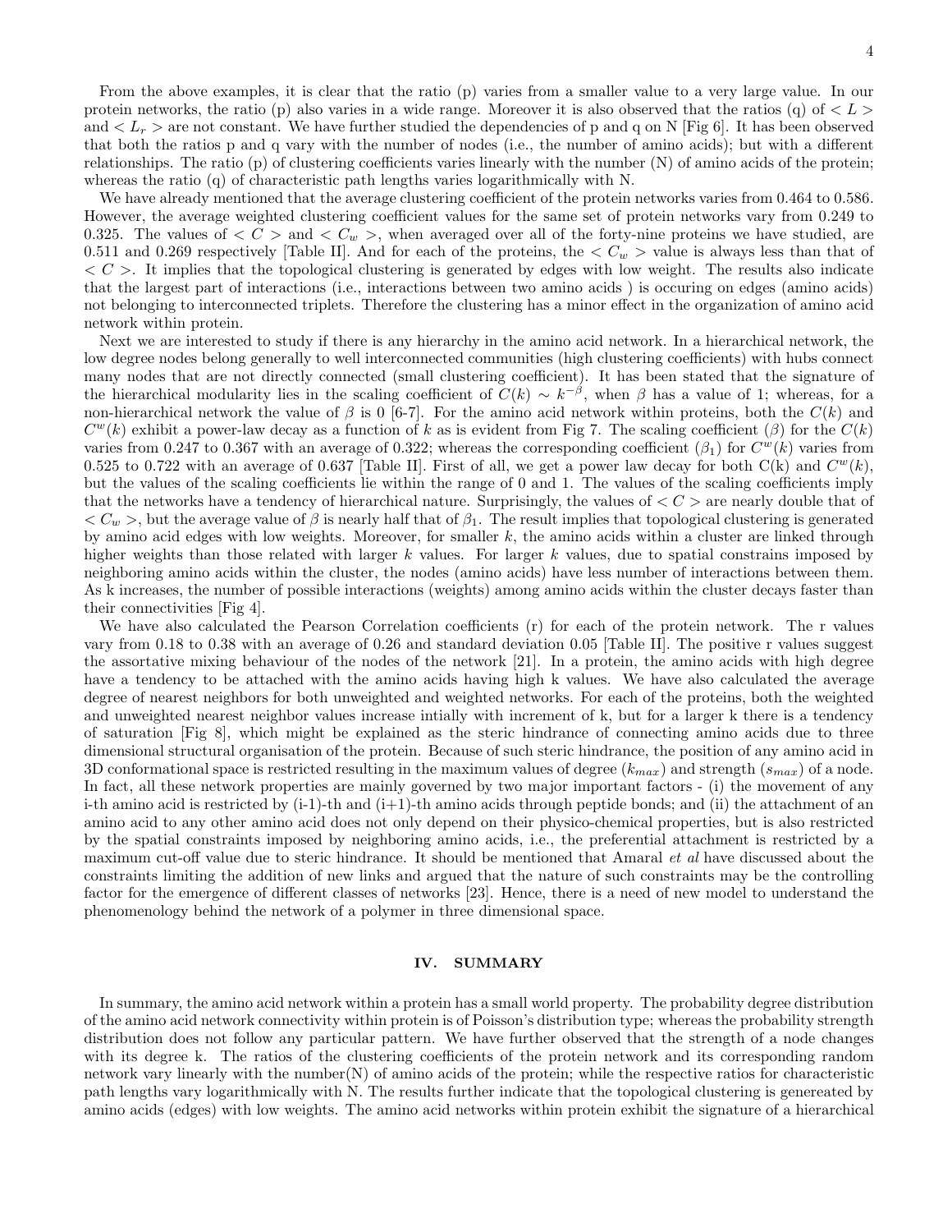From the above examples, it is clear that the ratio (p) varies from a smaller value to a very large value. In our protein networks, the ratio (p) also varies in a wide range. Moreover it is also observed that the ratios (q) of $< L >$ and $< L_r >$ are not constant. We have further studied the dependencies of p and q on N [Fig 6]. It has been observed that both the ratios p and q vary with the number of nodes (i.e., the number of amino acids); but with a different relationships. The ratio (p) of clustering coefficients varies linearly with the number (N) of amino acids of the protein; whereas the ratio (q) of characteristic path lengths varies logarithmically with N.

We have already mentioned that the average clustering coefficient of the protein networks varies from 0.464 to 0.586. However, the average weighted clustering coefficient values for the same set of protein networks vary from 0.249 to 0.325. The values of $< C >$ and $< C_w >$, when averaged over all of the forty-nine proteins we have studied, are 0.511 and 0.269 respectively [Table II]. And for each of the proteins, the $< C_w >$ value is always less than that of $< C >$. It implies that the topological clustering is generated by edges with low weight. The results also indicate that the largest part of interactions (i.e., interactions between two amino acids ) is occuring on edges (amino acids) not belonging to interconnected triplets. Therefore the clustering has a minor effect in the organization of amino acid network within protein.

Next we are interested to study if there is any hierarchy in the amino acid network. In a hierarchical network, the low degree nodes belong generally to well interconnected communities (high clustering coefficients) with hubs connect many nodes that are not directly connected (small clustering coefficient). It has been stated that the signature of the hierarchical modularity lies in the scaling coefficient of $C(k) \sim k^{-\beta}$, when $\beta$ has a value of 1; whereas, for a non-hierarchical network the value of $\beta$ is 0 [6-7]. For the amino acid network within proteins, both the $C(k)$ and $C^w(k)$ exhibit a power-law decay as a function of $k$ as is evident from Fig 7. The scaling coefficient ($\beta$) for the $C(k)$ varies from 0.247 to 0.367 with an average of 0.322; whereas the corresponding coefficient ($\beta_1$) for $C^w(k)$ varies from 0.525 to 0.722 with an average of 0.637 [Table II]. First of all, we get a power law decay for both C(k) and $C^w(k)$, but the values of the scaling coefficients lie within the range of 0 and 1. The values of the scaling coefficients imply that the networks have a tendency of hierarchical nature. Surprisingly, the values of $< C >$ are nearly double that of $< C_w >$, but the average value of $\beta$ is nearly half that of $\beta_1$. The result implies that topological clustering is generated by amino acid edges with low weights. Moreover, for smaller $k$, the amino acids within a cluster are linked through higher weights than those related with larger $k$ values. For larger $k$ values, due to spatial constrains imposed by neighboring amino acids within the cluster, the nodes (amino acids) have less number of interactions between them. As k increases, the number of possible interactions (weights) among amino acids within the cluster decays faster than their connectivities [Fig 4].

We have also calculated the Pearson Correlation coefficients (r) for each of the protein network. The r values vary from 0.18 to 0.38 with an average of 0.26 and standard deviation 0.05 [Table II]. The positive r values suggest the assortative mixing behaviour of the nodes of the network [21]. In a protein, the amino acids with high degree have a tendency to be attached with the amino acids having high k values. We have also calculated the average degree of nearest neighbors for both unweighted and weighted networks. For each of the proteins, both the weighted and unweighted nearest neighbor values increase intially with increment of k, but for a larger k there is a tendency of saturation [Fig 8], which might be explained as the steric hindrance of connecting amino acids due to three dimensional structural organisation of the protein. Because of such steric hindrance, the position of any amino acid in 3D conformational space is restricted resulting in the maximum values of degree ($k_{max}$) and strength ($s_{max}$) of a node. In fact, all these network properties are mainly governed by two major important factors - (i) the movement of any i-th amino acid is restricted by (i-1)-th and (i+1)-th amino acids through peptide bonds; and (ii) the attachment of an amino acid to any other amino acid does not only depend on their physico-chemical properties, but is also restricted by the spatial constraints imposed by neighboring amino acids, i.e., the preferential attachment is restricted by a maximum cut-off value due to steric hindrance. It should be mentioned that Amaral *et al* have discussed about the constraints limiting the addition of new links and argued that the nature of such constraints may be the controlling factor for the emergence of different classes of networks [23]. Hence, there is a need of new model to understand the phenomenology behind the network of a polymer in three dimensional space.

## IV. SUMMARY

In summary, the amino acid network within a protein has a small world property. The probability degree distribution of the amino acid network connectivity within protein is of Poisson's distribution type; whereas the probability strength distribution does not follow any particular pattern. We have further observed that the strength of a node changes with its degree k. The ratios of the clustering coefficients of the protein network and its corresponding random network vary linearly with the number(N) of amino acids of the protein; while the respective ratios for characteristic path lengths vary logarithmically with N. The results further indicate that the topological clustering is genereated by amino acids (edges) with low weights. The amino acid networks within protein exhibit the signature of a hierarchical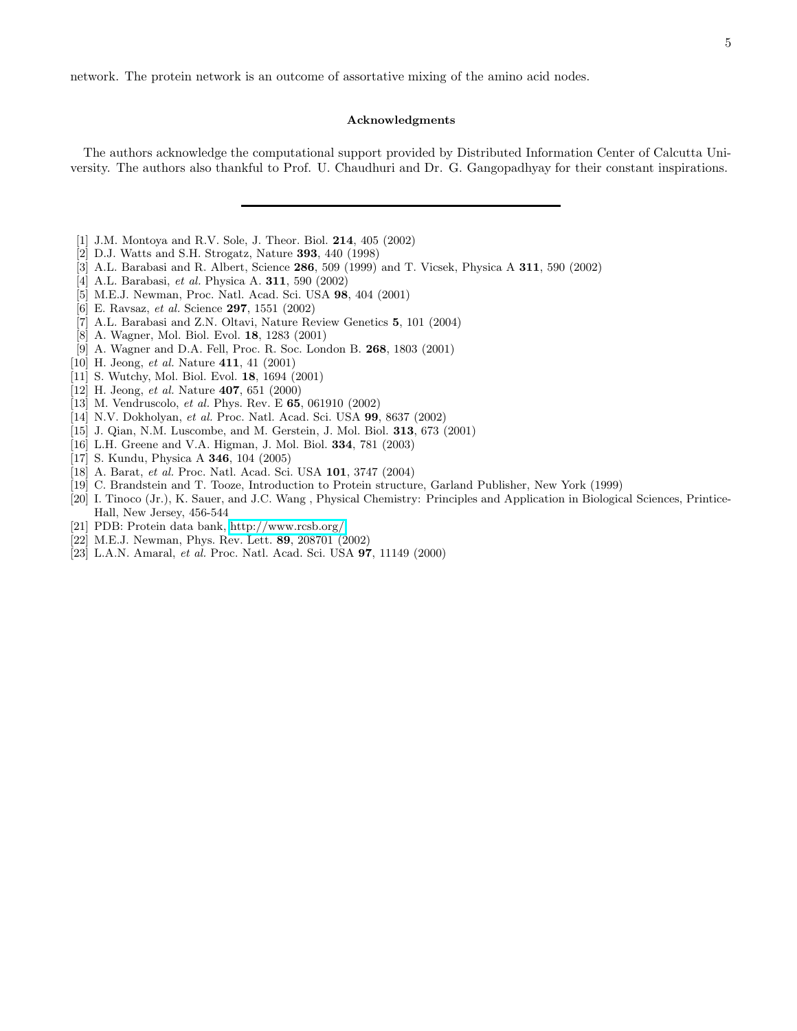network. The protein network is an outcome of assortative mixing of the amino acid nodes.

### Acknowledgments

The authors acknowledge the computational support provided by Distributed Information Center of Calcutta University. The authors also thankful to Prof. U. Chaudhuri and Dr. G. Gangopadhyay for their constant inspirations.

---

[1] J.M. Montoya and R.V. Sole, J. Theor. Biol. **214**, 405 (2002)
[2] D.J. Watts and S.H. Strogatz, Nature **393**, 440 (1998)
[3] A.L. Barabasi and R. Albert, Science **286**, 509 (1999) and T. Vicsek, Physica A **311**, 590 (2002)
[4] A.L. Barabasi, *et al.* Physica A. **311**, 590 (2002)
[5] M.E.J. Newman, Proc. Natl. Acad. Sci. USA **98**, 404 (2001)
[6] E. Ravsaz, *et al.* Science **297**, 1551 (2002)
[7] A.L. Barabasi and Z.N. Oltavi, Nature Review Genetics **5**, 101 (2004)
[8] A. Wagner, Mol. Biol. Evol. **18**, 1283 (2001)
[9] A. Wagner and D.A. Fell, Proc. R. Soc. London B. **268**, 1803 (2001)
[10] H. Jeong, *et al.* Nature **411**, 41 (2001)
[11] S. Wutchy, Mol. Biol. Evol. **18**, 1694 (2001)
[12] H. Jeong, *et al.* Nature **407**, 651 (2000)
[13] M. Vendruscolo, *et al.* Phys. Rev. E **65**, 061910 (2002)
[14] N.V. Dokholyan, *et al.* Proc. Natl. Acad. Sci. USA **99**, 8637 (2002)
[15] J. Qian, N.M. Luscombe, and M. Gerstein, J. Mol. Biol. **313**, 673 (2001)
[16] L.H. Greene and V.A. Higman, J. Mol. Biol. **334**, 781 (2003)
[17] S. Kundu, Physica A **346**, 104 (2005)
[18] A. Barat, *et al.* Proc. Natl. Acad. Sci. USA **101**, 3747 (2004)
[19] C. Brandstein and T. Tooze, Introduction to Protein structure, Garland Publisher, New York (1999)
[20] I. Tinoco (Jr.), K. Sauer, and J.C. Wang , Physical Chemistry: Principles and Application in Biological Sciences, Printice-Hall, New Jersey, 456-544
[21] PDB: Protein data bank, http://www.rcsb.org/
[22] M.E.J. Newman, Phys. Rev. Lett. **89**, 208701 (2002)
[23] L.A.N. Amaral, *et al.* Proc. Natl. Acad. Sci. USA **97**, 11149 (2000)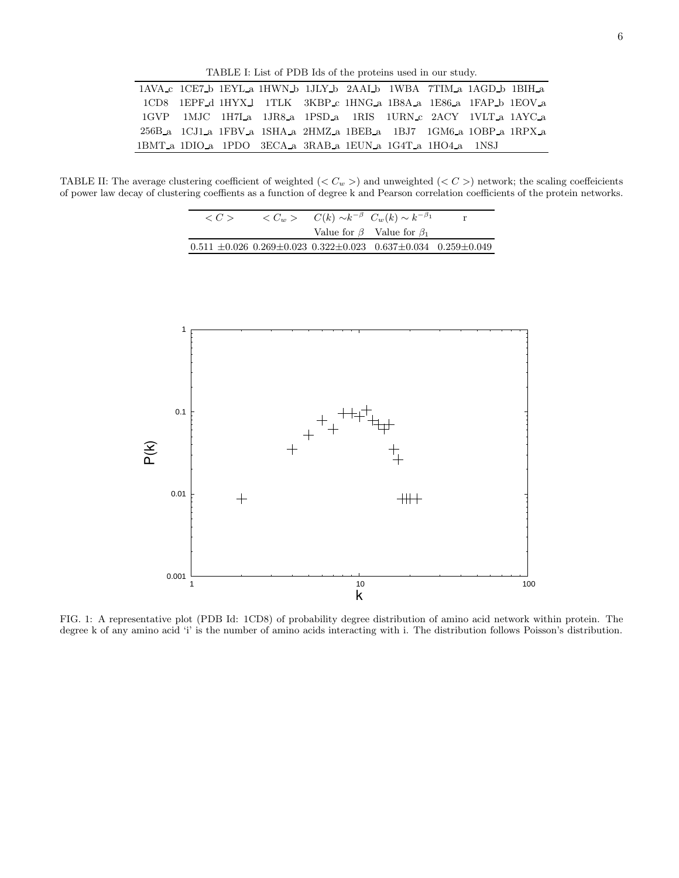TABLE I: List of PDB Ids of the proteins used in our study.

| | | | | | | | | | |
|---|---|---|---|---|---|---|---|---|---|
| 1AVA_c | 1CE7_b | 1EYL_a | 1HWN_b | 1JLY_b | 2AAI_b | 1WBA | 7TIM_a | 1AGD_b | 1BIH_a |
| 1CD8 | 1EPF_d | 1HYX_l | 1TLK | 3KBP_c | 1HNG_a | 1B8A_a | 1E86_a | 1FAP_b | 1EOV_a |
| 1GVP | 1MJC | 1H7I_a | 1JR8_a | 1PSD_a | 1RIS | 1URN_c | 2ACY | 1VLT_a | 1AYC_a |
| 256B_a | 1CJ1_a | 1FBV_a | 1SHA_a | 2HMZ_a | 1BEB_a | 1BJ7 | 1GM6_a | 1OBP_a | 1RPX_a |
| 1BMT_a | 1DIO_a | 1PDO | 3ECA_a | 3RAB_a | 1EUN_a | 1G4T_a | 1HO4_a | 1NSJ | |

TABLE II: The average clustering coefficient of weighted ($< C_w >$) and unweighted ($< C >$) network; the scaling coeffeicients of power law decay of clustering coeffients as a function of degree k and Pearson correlation coefficients of the protein networks.

| $< C >$ | $< C_w >$ | $C(k) \sim k^{-\beta}$ | $C_w(k) \sim k^{-\beta_1}$ | r |
|---|---|---|---|---|
| | | Value for $\beta$ | Value for $\beta_1$ | |
| 0.511 $\pm$0.026 | 0.269$\pm$0.023 | 0.322$\pm$0.023 | 0.637$\pm$0.034 | 0.259$\pm$0.049 |

FIG. 1: A representative plot (PDB Id: 1CD8) of probability degree distribution of amino acid network within protein. The degree k of any amino acid 'i' is the number of amino acids interacting with i. The distribution follows Poisson's distribution.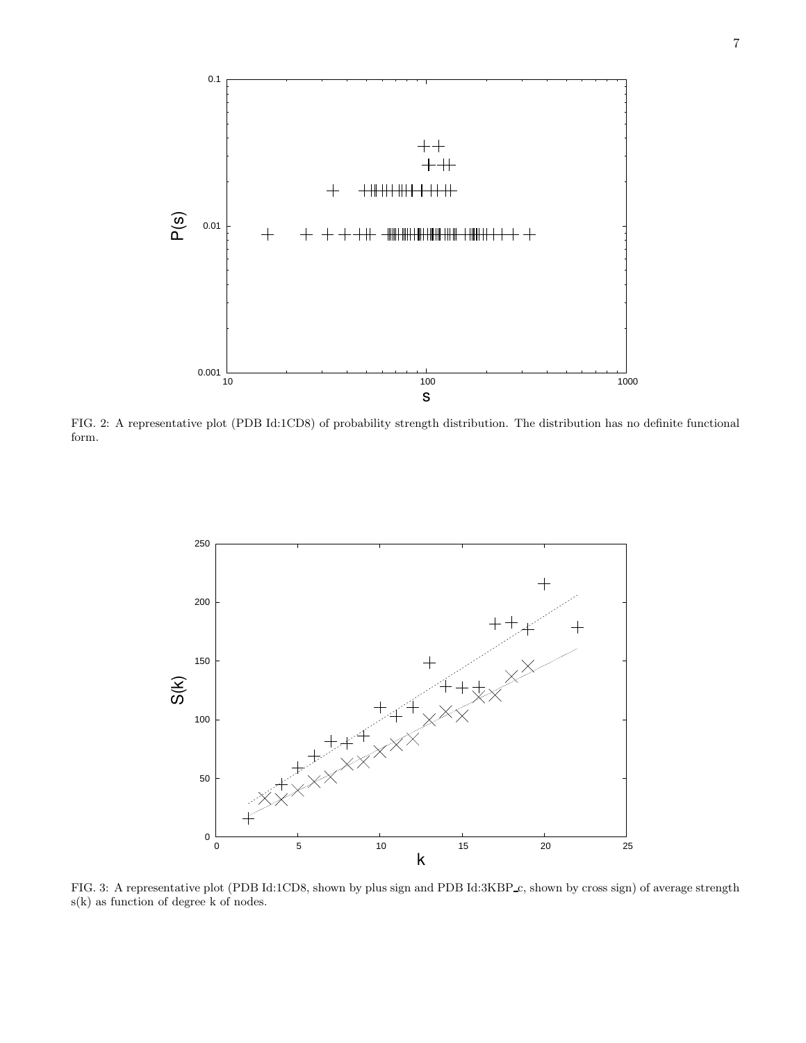FIG. 2: A representative plot (PDB Id:1CD8) of probability strength distribution. The distribution has no definite functional form.

FIG. 3: A representative plot (PDB Id:1CD8, shown by plus sign and PDB Id:3KBP_c, shown by cross sign) of average strength s(k) as function of degree k of nodes.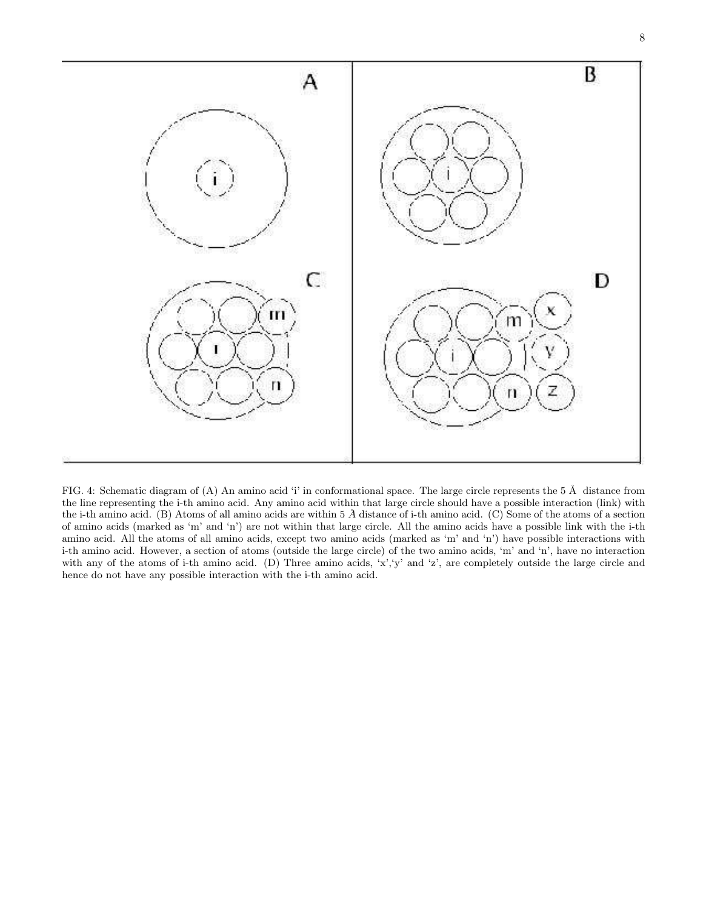FIG. 4: Schematic diagram of (A) An amino acid 'i' in conformational space. The large circle represents the 5 Å distance from the line representing the i-th amino acid. Any amino acid within that large circle should have a possible interaction (link) with the i-th amino acid. (B) Atoms of all amino acids are within 5 Å distance of i-th amino acid. (C) Some of the atoms of a section of amino acids (marked as 'm' and 'n') are not within that large circle. All the amino acids have a possible link with the i-th amino acid. All the atoms of all amino acids, except two amino acids (marked as 'm' and 'n') have possible interactions with i-th amino acid. However, a section of atoms (outside the large circle) of the two amino acids, 'm' and 'n', have no interaction with any of the atoms of i-th amino acid. (D) Three amino acids, 'x','y' and 'z', are completely outside the large circle and hence do not have any possible interaction with the i-th amino acid.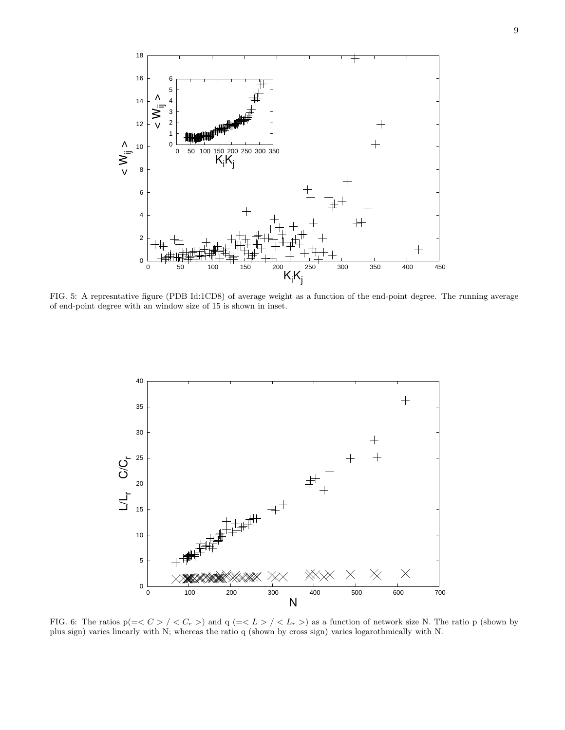FIG. 5: A represntative figure (PDB Id:1CD8) of average weight as a function of the end-point degree. The running average of end-point degree with an window size of 15 is shown in inset.

FIG. 6: The ratios p($=< C > / < C_r >$) and q ($=< L > / < L_r >$) as a function of network size N. The ratio p (shown by plus sign) varies linearly with N; whereas the ratio q (shown by cross sign) varies logarothmically with N.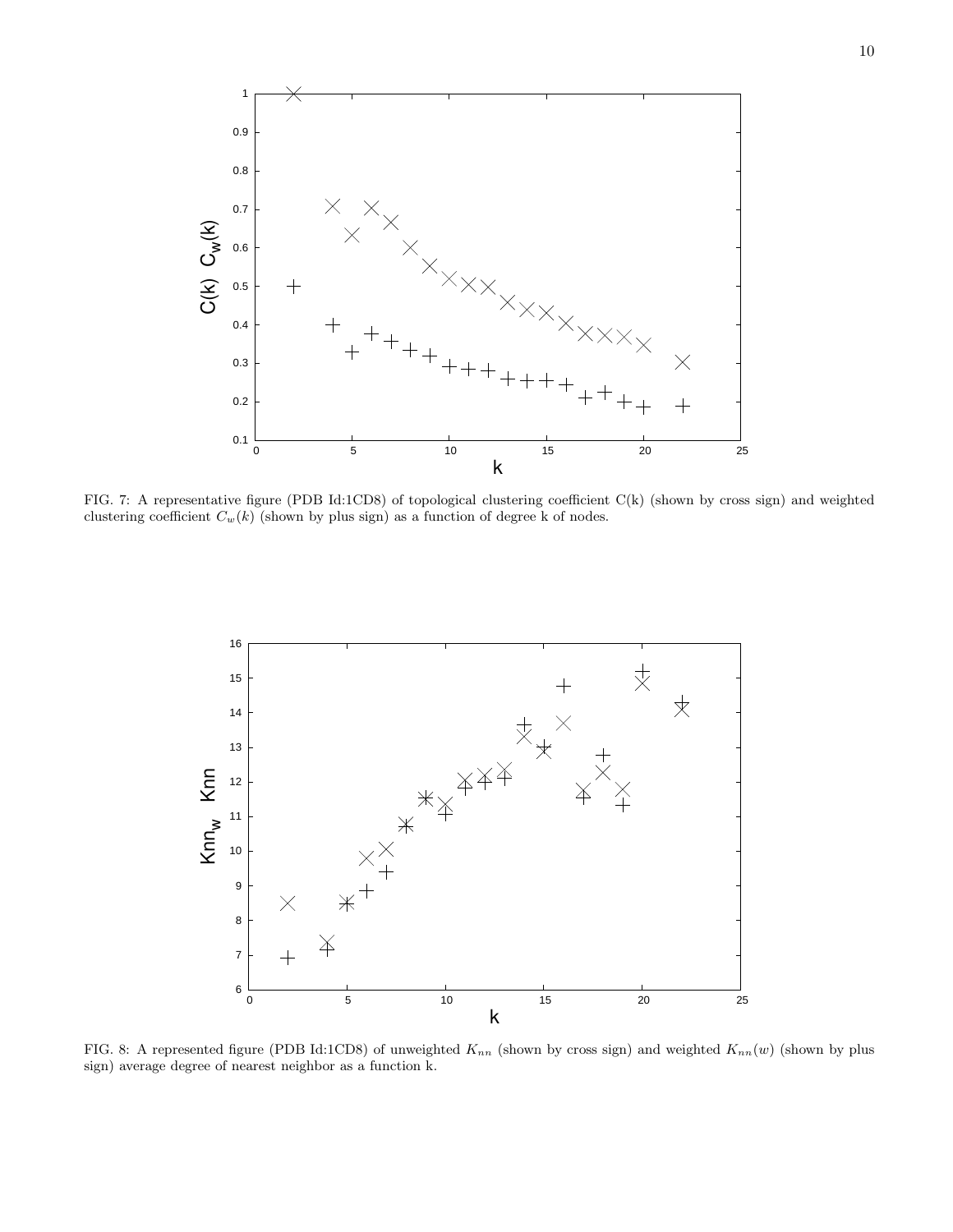C(k) $C_w$(k)

1
0.9
0.8
0.7
0.6
0.5
0.4
0.3
0.2
0.1

0 5 10 15 20 25

k

FIG. 7: A representative figure (PDB Id:1CD8) of topological clustering coefficient C(k) (shown by cross sign) and weighted clustering coefficient $C_w(k)$ (shown by plus sign) as a function of degree k of nodes.

$Knn_w$ Knn

16
15
14
13
12
11
10
9
8
7
6

0 5 10 15 20 25

k

FIG. 8: A represented figure (PDB Id:1CD8) of unweighted $K_{nn}$ (shown by cross sign) and weighted $K_{nn}(w)$ (shown by plus sign) average degree of nearest neighbor as a function k.